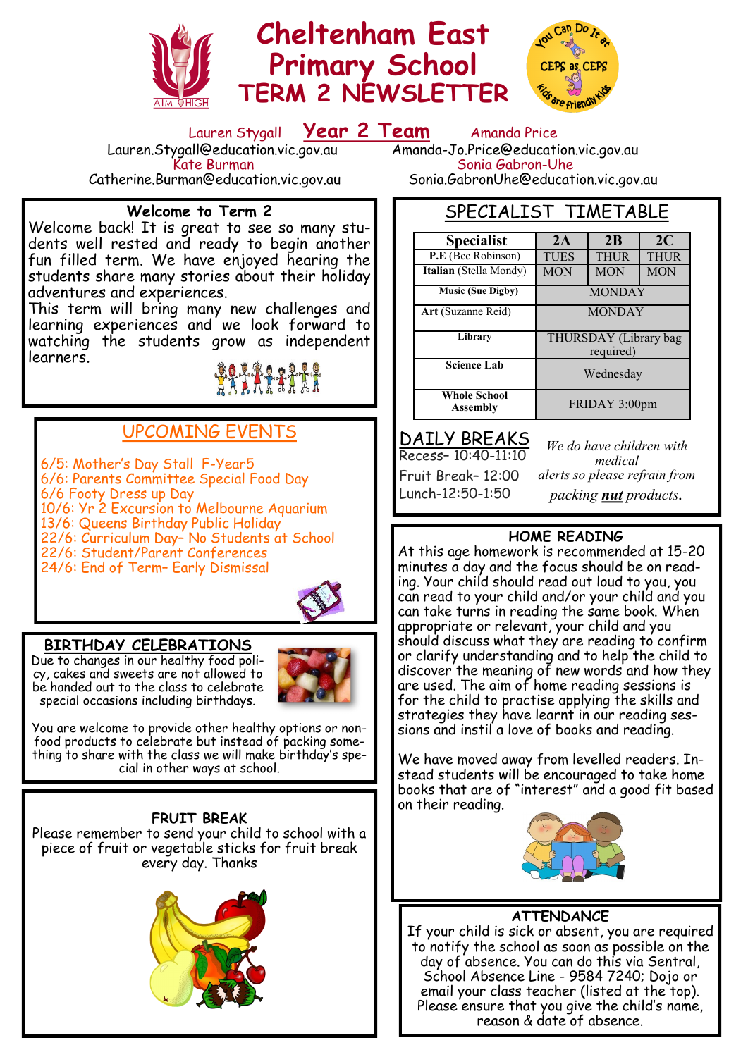# Cheltenham East Primary School
# TERM 2 NEWSLETTER

## Year 2 Team

Lauren Stygall
Lauren.Stygall@education.vic.gov.au

Kate Burman
Catherine.Burman@education.vic.gov.au

Amanda Price
Amanda-Jo.Price@education.vic.gov.au

Sonia Gabron-Uhe
Sonia.GabronUhe@education.vic.gov.au

### Welcome to Term 2

Welcome back! It is great to see so many students well rested and ready to begin another fun filled term. We have enjoyed hearing the students share many stories about their holiday adventures and experiences.

This term will bring many new challenges and learning experiences and we look forward to watching the students grow as independent learners.

### UPCOMING EVENTS

6/5: Mother's Day Stall F-Year5
6/6: Parents Committee Special Food Day
6/6 Footy Dress up Day
10/6: Yr 2 Excursion to Melbourne Aquarium
13/6: Queens Birthday Public Holiday
22/6: Curriculum Day– No Students at School
22/6: Student/Parent Conferences
24/6: End of Term– Early Dismissal

### BIRTHDAY CELEBRATIONS

Due to changes in our healthy food policy, cakes and sweets are not allowed to be handed out to the class to celebrate special occasions including birthdays.

You are welcome to provide other healthy options or non-food products to celebrate but instead of packing something to share with the class we will make birthday's special in other ways at school.

### FRUIT BREAK

Please remember to send your child to school with a piece of fruit or vegetable sticks for fruit break every day. Thanks

### SPECIALIST TIMETABLE

| Specialist | 2A | 2B | 2C |
|---|---|---|---|
| **P.E** (Bec Robinson) | TUES | THUR | THUR |
| **Italian** (Stella Mondy) | MON | MON | MON |
| **Music (Sue Digby)** | MONDAY | | |
| **Art** (Suzanne Reid) | MONDAY | | |
| **Library** | THURSDAY (Library bag required) | | |
| **Science Lab** | Wednesday | | |
| **Whole School Assembly** | FRIDAY 3:00pm | | |

### DAILY BREAKS

Recess– 10:40-11:10
Fruit Break– 12:00
Lunch-12:50-1:50

*We do have children with medical alerts so please refrain from packing **nut** products.*

### HOME READING

At this age homework is recommended at 15-20 minutes a day and the focus should be on reading. Your child should read out loud to you, you can read to your child and/or your child and you can take turns in reading the same book. When appropriate or relevant, your child and you should discuss what they are reading to confirm or clarify understanding and to help the child to discover the meaning of new words and how they are used. The aim of home reading sessions is for the child to practise applying the skills and strategies they have learnt in our reading sessions and instil a love of books and reading.

We have moved away from levelled readers. Instead students will be encouraged to take home books that are of "interest" and a good fit based on their reading.

### ATTENDANCE

If your child is sick or absent, you are required to notify the school as soon as possible on the day of absence. You can do this via Sentral, School Absence Line - 9584 7240; Dojo or email your class teacher (listed at the top). Please ensure that you give the child's name, reason & date of absence.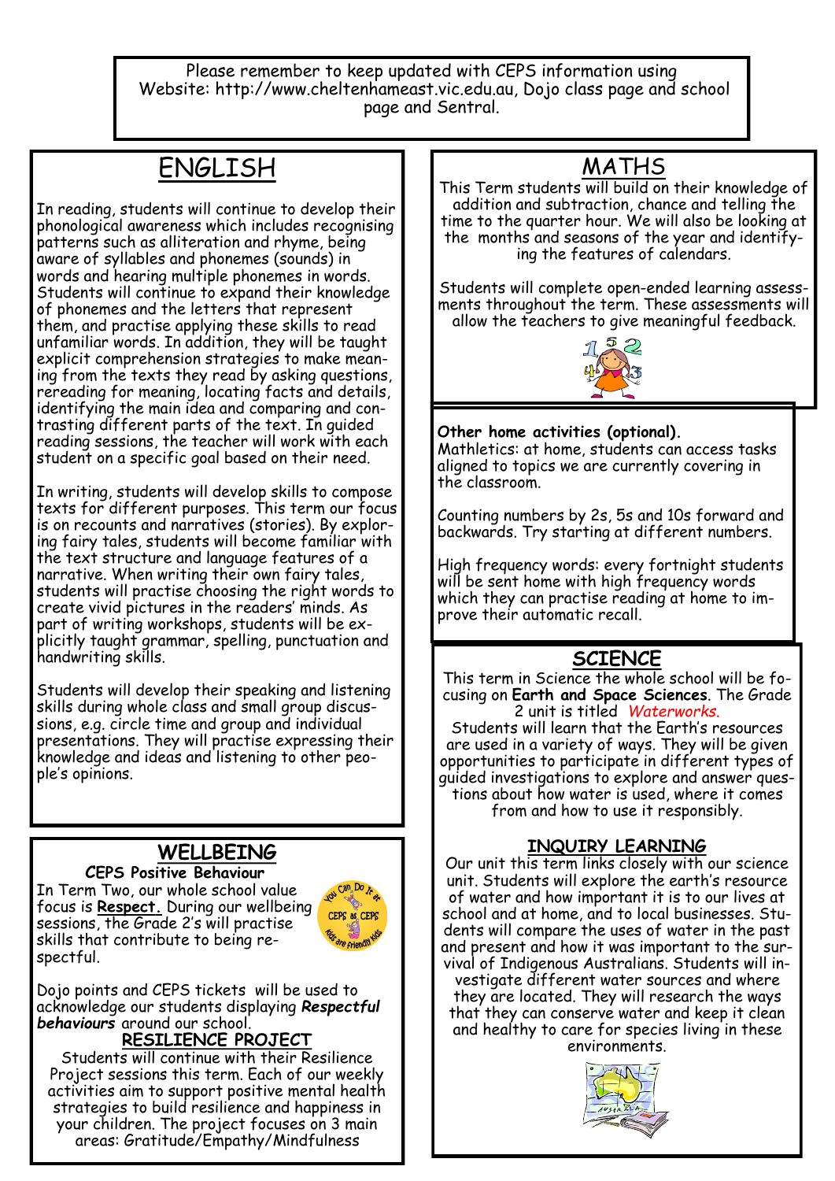Please remember to keep updated with CEPS information using Website: http://www.cheltenhameast.vic.edu.au, Dojo class page and school page and Sentral.

# ENGLISH

In reading, students will continue to develop their phonological awareness which includes recognising patterns such as alliteration and rhyme, being aware of syllables and phonemes (sounds) in words and hearing multiple phonemes in words. Students will continue to expand their knowledge of phonemes and the letters that represent them, and practise applying these skills to read unfamiliar words. In addition, they will be taught explicit comprehension strategies to make meaning from the texts they read by asking questions, rereading for meaning, locating facts and details, identifying the main idea and comparing and contrasting different parts of the text. In guided reading sessions, the teacher will work with each student on a specific goal based on their need.

In writing, students will develop skills to compose texts for different purposes. This term our focus is on recounts and narratives (stories). By exploring fairy tales, students will become familiar with the text structure and language features of a narrative. When writing their own fairy tales, students will practise choosing the right words to create vivid pictures in the readers' minds. As part of writing workshops, students will be explicitly taught grammar, spelling, punctuation and handwriting skills.

Students will develop their speaking and listening skills during whole class and small group discussions, e.g. circle time and group and individual presentations. They will practise expressing their knowledge and ideas and listening to other people's opinions.

# WELLBEING

**CEPS Positive Behaviour**

In Term Two, our whole school value focus is **Respect.** During our wellbeing sessions, the Grade 2's will practise skills that contribute to being respectful.

Dojo points and CEPS tickets will be used to acknowledge our students displaying ***Respectful behaviours*** around our school.

## RESILIENCE PROJECT

Students will continue with their Resilience Project sessions this term. Each of our weekly activities aim to support positive mental health strategies to build resilience and happiness in your children. The project focuses on 3 main areas: Gratitude/Empathy/Mindfulness

# MATHS

This Term students will build on their knowledge of addition and subtraction, chance and telling the time to the quarter hour. We will also be looking at the months and seasons of the year and identifying the features of calendars.

Students will complete open-ended learning assessments throughout the term. These assessments will allow the teachers to give meaningful feedback.

**Other home activities (optional).**

Mathletics: at home, students can access tasks aligned to topics we are currently covering in the classroom.

Counting numbers by 2s, 5s and 10s forward and backwards. Try starting at different numbers.

High frequency words: every fortnight students will be sent home with high frequency words which they can practise reading at home to improve their automatic recall.

# SCIENCE

This term in Science the whole school will be focusing on **Earth and Space Sciences**. The Grade 2 unit is titled *Waterworks.*

Students will learn that the Earth's resources are used in a variety of ways. They will be given opportunities to participate in different types of guided investigations to explore and answer questions about how water is used, where it comes from and how to use it responsibly.

## INQUIRY LEARNING

Our unit this term links closely with our science unit. Students will explore the earth's resource of water and how important it is to our lives at school and at home, and to local businesses. Students will compare the uses of water in the past and present and how it was important to the survival of Indigenous Australians. Students will investigate different water sources and where they are located. They will research the ways that they can conserve water and keep it clean and healthy to care for species living in these environments.